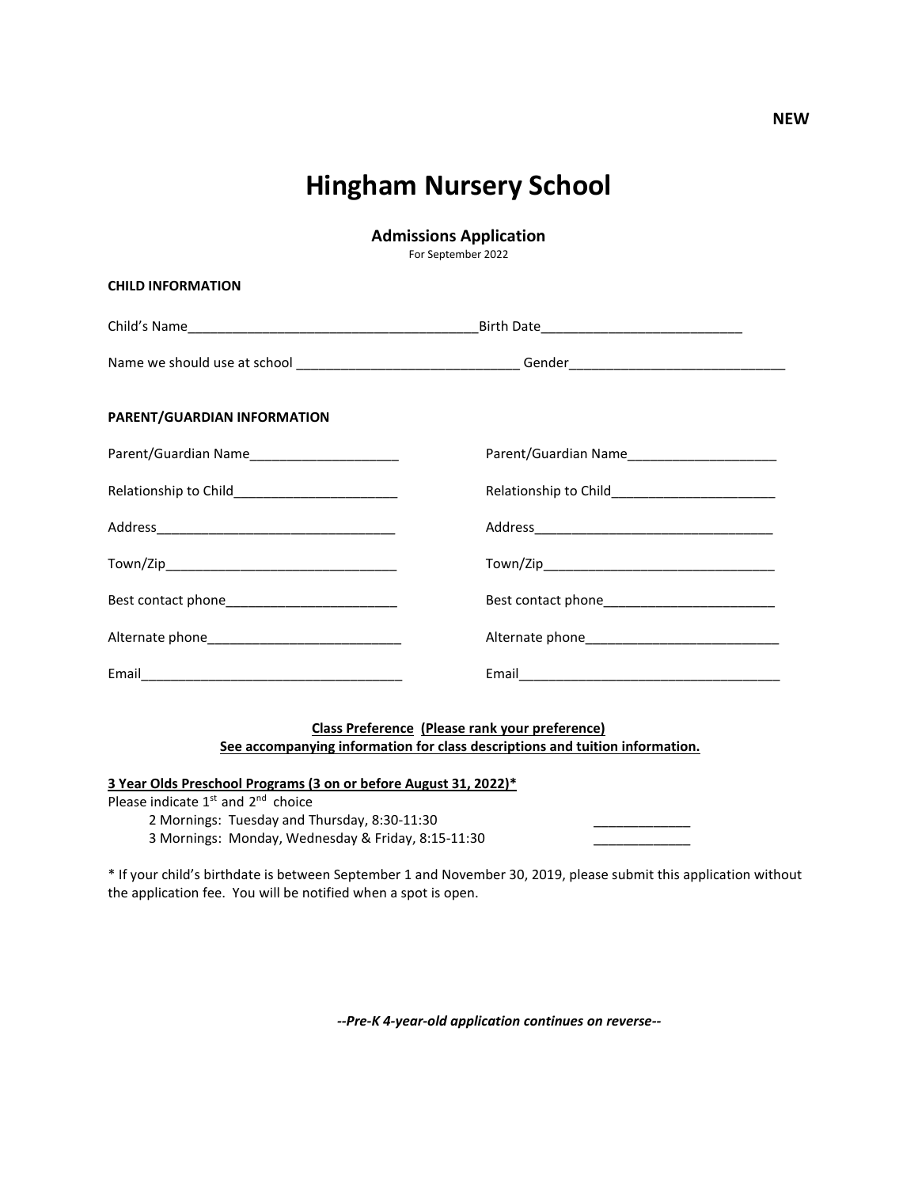**NEW**

# Hingham Nursery School

## Admissions Application

For September 2022

**CHILD INFORMATION**

Child's Name________________________________________Birth Date___________________________

Name we should use at school ______________________________ Gender______________________________

**PARENT/GUARDIAN INFORMATION**

Parent/Guardian Name____________________

Relationship to Child______________________

Address________________________________

Town/Zip_______________________________

Best contact phone_______________________

Alternate phone__________________________

Email__________________________________

Parent/Guardian Name____________________

Relationship to Child______________________

Address________________________________

Town/Zip_______________________________

Best contact phone_______________________

Alternate phone__________________________

Email__________________________________

**Class Preference (Please rank your preference)**
**See accompanying information for class descriptions and tuition information.**

**3 Year Olds Preschool Programs (3 on or before August 31, 2022)***

Please indicate 1st and 2nd choice

- 2 Mornings: Tuesday and Thursday, 8:30-11:30 _____________
- 3 Mornings: Monday, Wednesday & Friday, 8:15-11:30 _____________

* If your child's birthdate is between September 1 and November 30, 2019, please submit this application without the application fee. You will be notified when a spot is open.

***--Pre-K 4-year-old application continues on reverse--***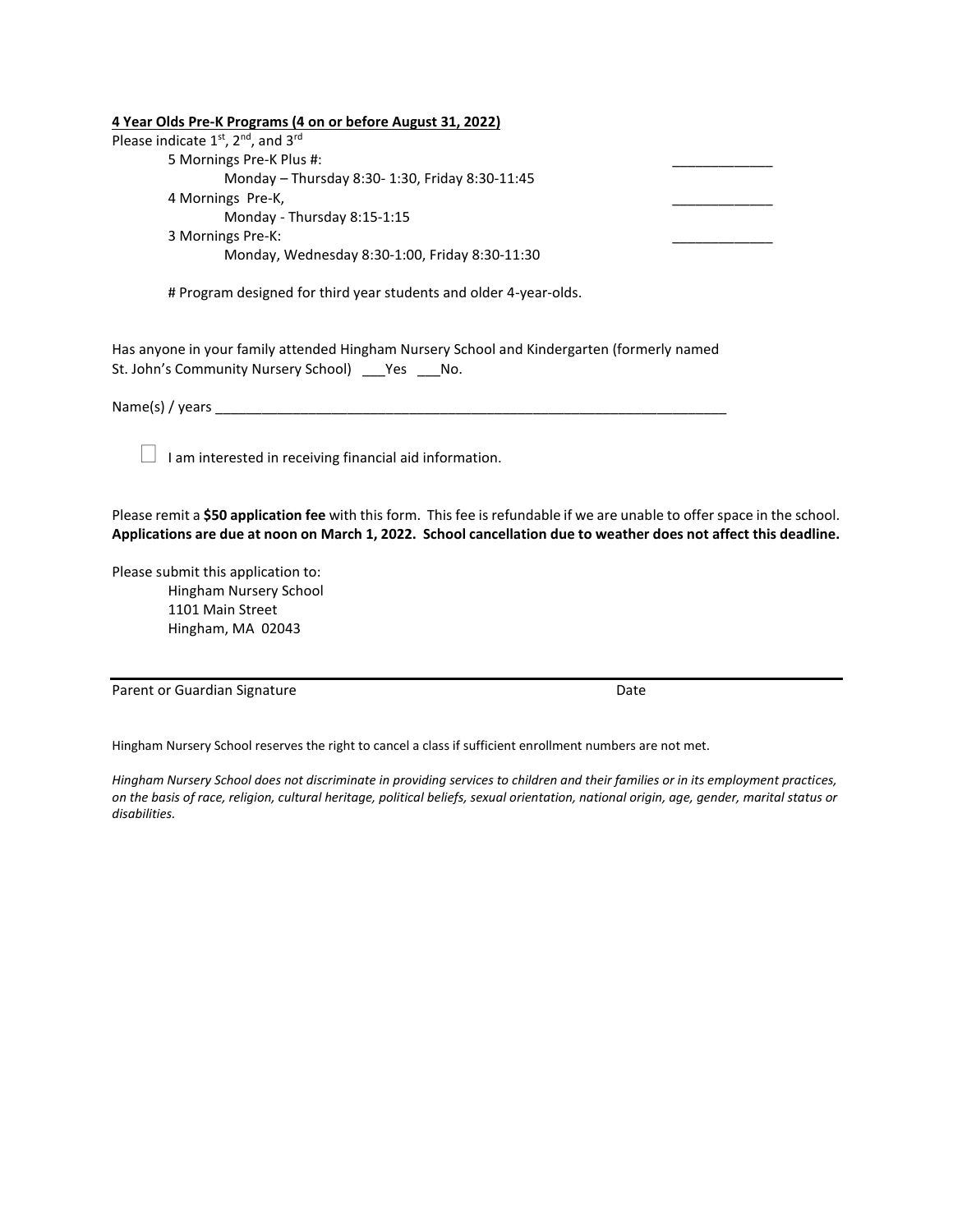**4 Year Olds Pre-K Programs (4 on or before August 31, 2022)**

Please indicate 1st, 2nd, and 3rd

5 Mornings Pre-K Plus #: _____________

Monday – Thursday 8:30- 1:30, Friday 8:30-11:45

4 Mornings Pre-K, _____________

Monday - Thursday 8:15-1:15

3 Mornings Pre-K: _____________

Monday, Wednesday 8:30-1:00, Friday 8:30-11:30

# Program designed for third year students and older 4-year-olds.

Has anyone in your family attended Hingham Nursery School and Kindergarten (formerly named St. John's Community Nursery School) ___Yes ___No.

Name(s) / years ______________________________________________________________________

☐ I am interested in receiving financial aid information.

Please remit a **$50 application fee** with this form. This fee is refundable if we are unable to offer space in the school. **Applications are due at noon on March 1, 2022. School cancellation due to weather does not affect this deadline.**

Please submit this application to:

Hingham Nursery School
1101 Main Street
Hingham, MA 02043

Parent or Guardian Signature Date

Hingham Nursery School reserves the right to cancel a class if sufficient enrollment numbers are not met.

*Hingham Nursery School does not discriminate in providing services to children and their families or in its employment practices, on the basis of race, religion, cultural heritage, political beliefs, sexual orientation, national origin, age, gender, marital status or disabilities.*